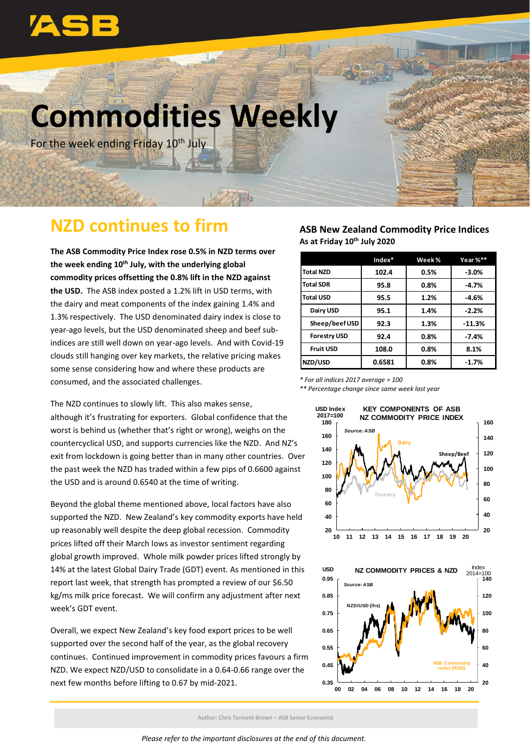# Commodities Weekly

For the week ending Friday 10th July

## NZD continues to firm

**The ASB Commodity Price Index rose 0.5% in NZD terms over the week ending 10th July, with the underlying global commodity prices offsetting the 0.8% lift in the NZD against the USD.** The ASB index posted a 1.2% lift in USD terms, with the dairy and meat components of the index gaining 1.4% and 1.3% respectively. The USD denominated dairy index is close to year-ago levels, but the USD denominated sheep and beef sub-indices are still well down on year-ago levels. And with Covid-19 clouds still hanging over key markets, the relative pricing makes some sense considering how and where these products are consumed, and the associated challenges.

The NZD continues to slowly lift. This also makes sense, although it's frustrating for exporters. Global confidence that the worst is behind us (whether that's right or wrong), weighs on the countercyclical USD, and supports currencies like the NZD. And NZ's exit from lockdown is going better than in many other countries. Over the past week the NZD has traded within a few pips of 0.6600 against the USD and is around 0.6540 at the time of writing.

Beyond the global theme mentioned above, local factors have also supported the NZD. New Zealand's key commodity exports have held up reasonably well despite the deep global recession. Commodity prices lifted off their March lows as investor sentiment regarding global growth improved. Whole milk powder prices lifted strongly by 14% at the latest Global Dairy Trade (GDT) event. As mentioned in this report last week, that strength has prompted a review of our $6.50 kg/ms milk price forecast. We will confirm any adjustment after next week's GDT event.

Overall, we expect New Zealand's key food export prices to be well supported over the second half of the year, as the global recovery continues. Continued improvement in commodity prices favours a firm NZD. We expect NZD/USD to consolidate in a 0.64-0.66 range over the next few months before lifting to 0.67 by mid-2021.

### ASB New Zealand Commodity Price Indices

**As at Friday 10th July 2020**

| | Index* | Week % | Year %** |
|---|---|---|---|
| Total NZD | 102.4 | 0.5% | -3.0% |
| Total SDR | 95.8 | 0.8% | -4.7% |
| Total USD | 95.5 | 1.2% | -4.6% |
| Dairy USD | 95.1 | 1.4% | -2.2% |
| Sheep/beef USD | 92.3 | 1.3% | -11.3% |
| Forestry USD | 92.4 | 0.8% | -7.4% |
| Fruit USD | 108.0 | 0.8% | 8.1% |
| NZD/USD | 0.6581 | 0.8% | -1.7% |

*\* For all indices 2017 average = 100*

*\*\* Percentage change since same week last year*

Author: Chris Tennent-Brown – ASB Senior Economist

*Please refer to the important disclosures at the end of this document.*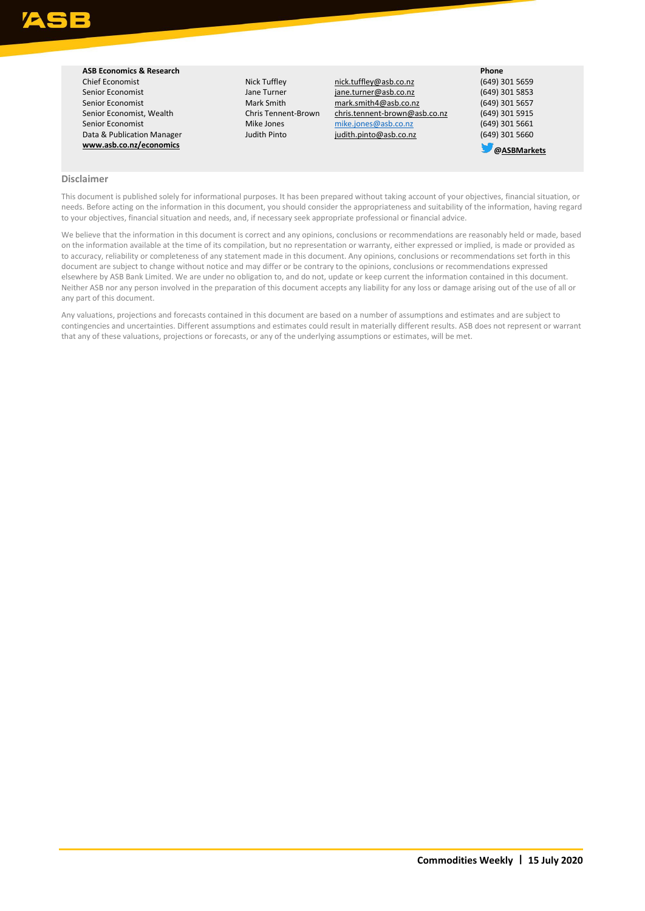| ASB Economics & Research | | | Phone |
| --- | --- | --- | --- |
| Chief Economist | Nick Tuffley | nick.tuffley@asb.co.nz | (649) 301 5659 |
| Senior Economist | Jane Turner | jane.turner@asb.co.nz | (649) 301 5853 |
| Senior Economist | Mark Smith | mark.smith4@asb.co.nz | (649) 301 5657 |
| Senior Economist, Wealth | Chris Tennent-Brown | chris.tennent-brown@asb.co.nz | (649) 301 5915 |
| Senior Economist | Mike Jones | mike.jones@asb.co.nz | (649) 301 5661 |
| Data & Publication Manager | Judith Pinto | judith.pinto@asb.co.nz | (649) 301 5660 |
| **www.asb.co.nz/economics** | | | **@ASBMarkets** |

## Disclaimer

This document is published solely for informational purposes. It has been prepared without taking account of your objectives, financial situation, or needs. Before acting on the information in this document, you should consider the appropriateness and suitability of the information, having regard to your objectives, financial situation and needs, and, if necessary seek appropriate professional or financial advice.

We believe that the information in this document is correct and any opinions, conclusions or recommendations are reasonably held or made, based on the information available at the time of its compilation, but no representation or warranty, either expressed or implied, is made or provided as to accuracy, reliability or completeness of any statement made in this document. Any opinions, conclusions or recommendations set forth in this document are subject to change without notice and may differ or be contrary to the opinions, conclusions or recommendations expressed elsewhere by ASB Bank Limited. We are under no obligation to, and do not, update or keep current the information contained in this document. Neither ASB nor any person involved in the preparation of this document accepts any liability for any loss or damage arising out of the use of all or any part of this document.

Any valuations, projections and forecasts contained in this document are based on a number of assumptions and estimates and are subject to contingencies and uncertainties. Different assumptions and estimates could result in materially different results. ASB does not represent or warrant that any of these valuations, projections or forecasts, or any of the underlying assumptions or estimates, will be met.